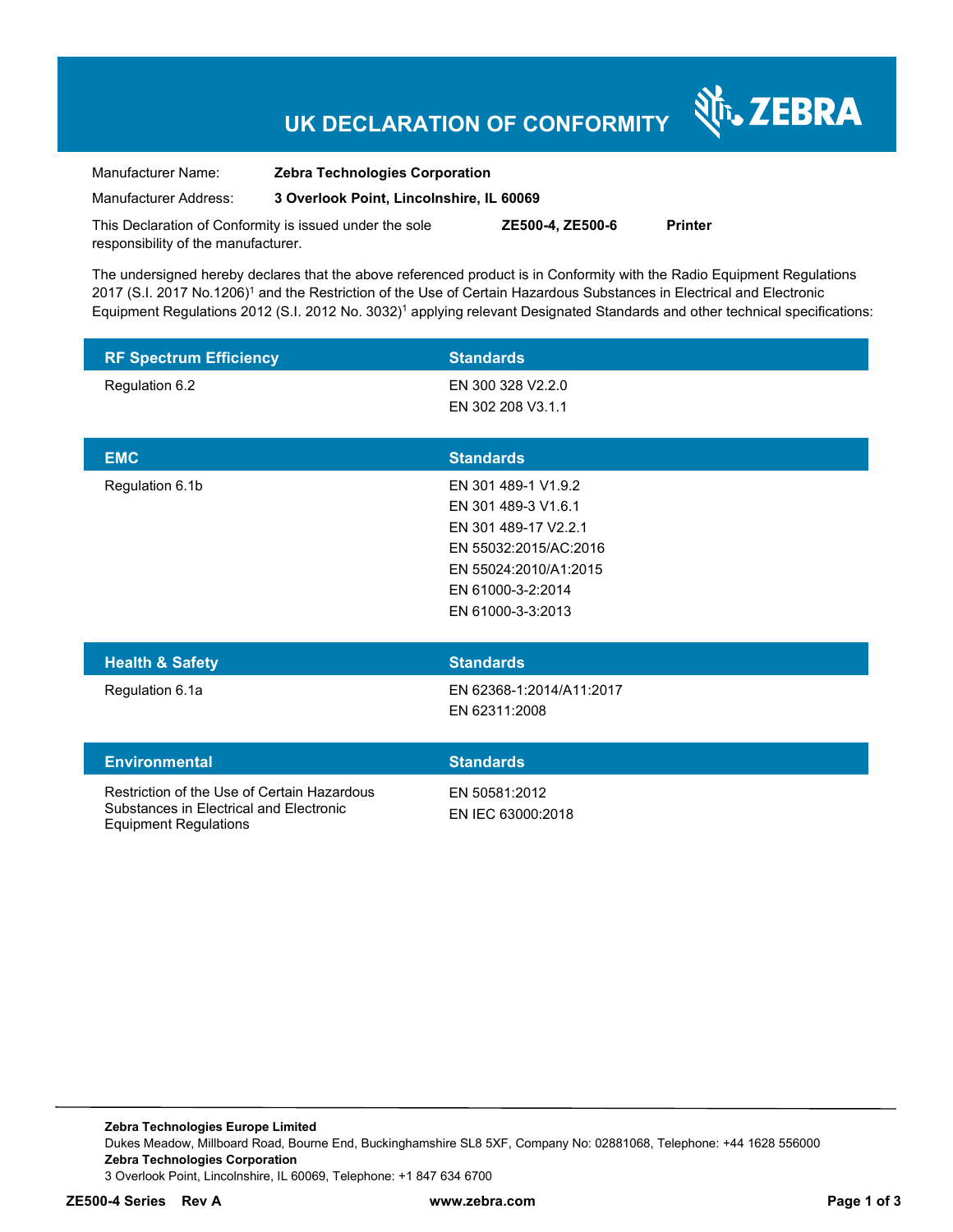# UK DECLARATION OF CONFORMITY

ZEBRA

Manufacturer Name: **Zebra Technologies Corporation**

Manufacturer Address: **3 Overlook Point, Lincolnshire, IL 60069**

This Declaration of Conformity is issued under the sole responsibility of the manufacturer. **ZE500-4, ZE500-6** **Printer**

The undersigned hereby declares that the above referenced product is in Conformity with the Radio Equipment Regulations 2017 (S.I. 2017 No.1206)[1] and the Restriction of the Use of Certain Hazardous Substances in Electrical and Electronic Equipment Regulations 2012 (S.I. 2012 No. 3032)[1] applying relevant Designated Standards and other technical specifications:

| RF Spectrum Efficiency | Standards |
|---|---|
| Regulation 6.2 | EN 300 328 V2.2.0<br>EN 302 208 V3.1.1 |

| EMC | Standards |
|---|---|
| Regulation 6.1b | EN 301 489-1 V1.9.2<br>EN 301 489-3 V1.6.1<br>EN 301 489-17 V2.2.1<br>EN 55032:2015/AC:2016<br>EN 55024:2010/A1:2015<br>EN 61000-3-2:2014<br>EN 61000-3-3:2013 |

| Health & Safety | Standards |
|---|---|
| Regulation 6.1a | EN 62368-1:2014/A11:2017<br>EN 62311:2008 |

| Environmental | Standards |
|---|---|
| Restriction of the Use of Certain Hazardous Substances in Electrical and Electronic Equipment Regulations | EN 50581:2012<br>EN IEC 63000:2018 |

**Zebra Technologies Europe Limited**
Dukes Meadow, Millboard Road, Bourne End, Buckinghamshire SL8 5XF, Company No: 02881068, Telephone: +44 1628 556000
**Zebra Technologies Corporation**
3 Overlook Point, Lincolnshire, IL 60069, Telephone: +1 847 634 6700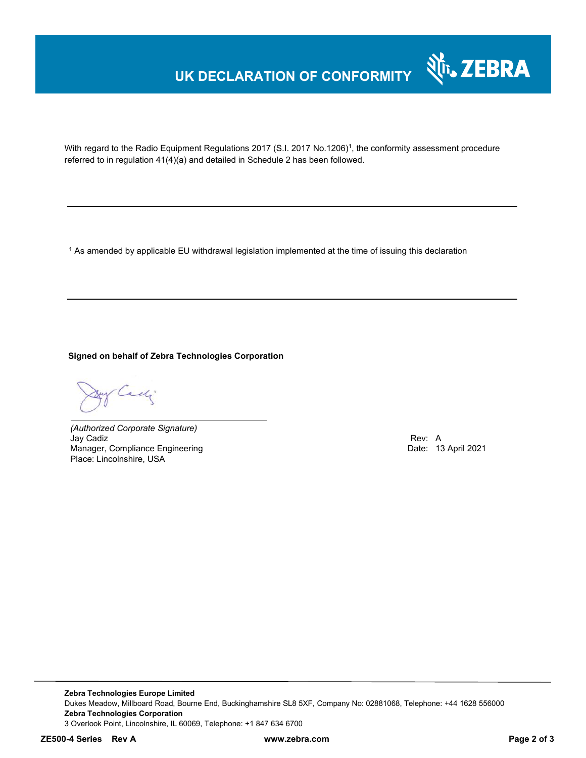# UK DECLARATION OF CONFORMITY

With regard to the Radio Equipment Regulations 2017 (S.I. 2017 No.1206)[1], the conformity assessment procedure referred to in regulation 41(4)(a) and detailed in Schedule 2 has been followed.

---

[1] As amended by applicable EU withdrawal legislation implemented at the time of issuing this declaration

---

**Signed on behalf of Zebra Technologies Corporation**

*(Authorized Corporate Signature)*
Jay Cadiz
Manager, Compliance Engineering
Place: Lincolnshire, USA

Rev: A
Date: 13 April 2021

**Zebra Technologies Europe Limited**
Dukes Meadow, Millboard Road, Bourne End, Buckinghamshire SL8 5XF, Company No: 02881068, Telephone: +44 1628 556000
**Zebra Technologies Corporation**
3 Overlook Point, Lincolnshire, IL 60069, Telephone: +1 847 634 6700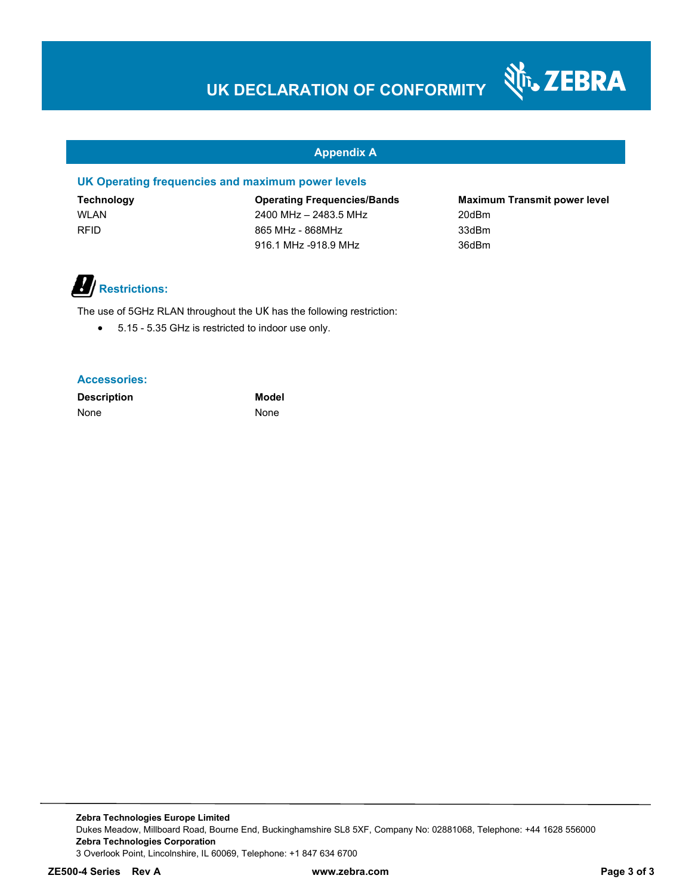# UK DECLARATION OF CONFORMITY

## Appendix A

### UK Operating frequencies and maximum power levels

| Technology | Operating Frequencies/Bands | Maximum Transmit power level |
| --- | --- | --- |
| WLAN | 2400 MHz – 2483.5 MHz | 20dBm |
| RFID | 865 MHz - 868MHz | 33dBm |
| | 916.1 MHz -918.9 MHz | 36dBm |

### Restrictions:

The use of 5GHz RLAN throughout the UK has the following restriction:

- 5.15 - 5.35 GHz is restricted to indoor use only.

### Accessories:

| Description | Model |
| --- | --- |
| None | None |

**Zebra Technologies Europe Limited**
Dukes Meadow, Millboard Road, Bourne End, Buckinghamshire SL8 5XF, Company No: 02881068, Telephone: +44 1628 556000
**Zebra Technologies Corporation**
3 Overlook Point, Lincolnshire, IL 60069, Telephone: +1 847 634 6700